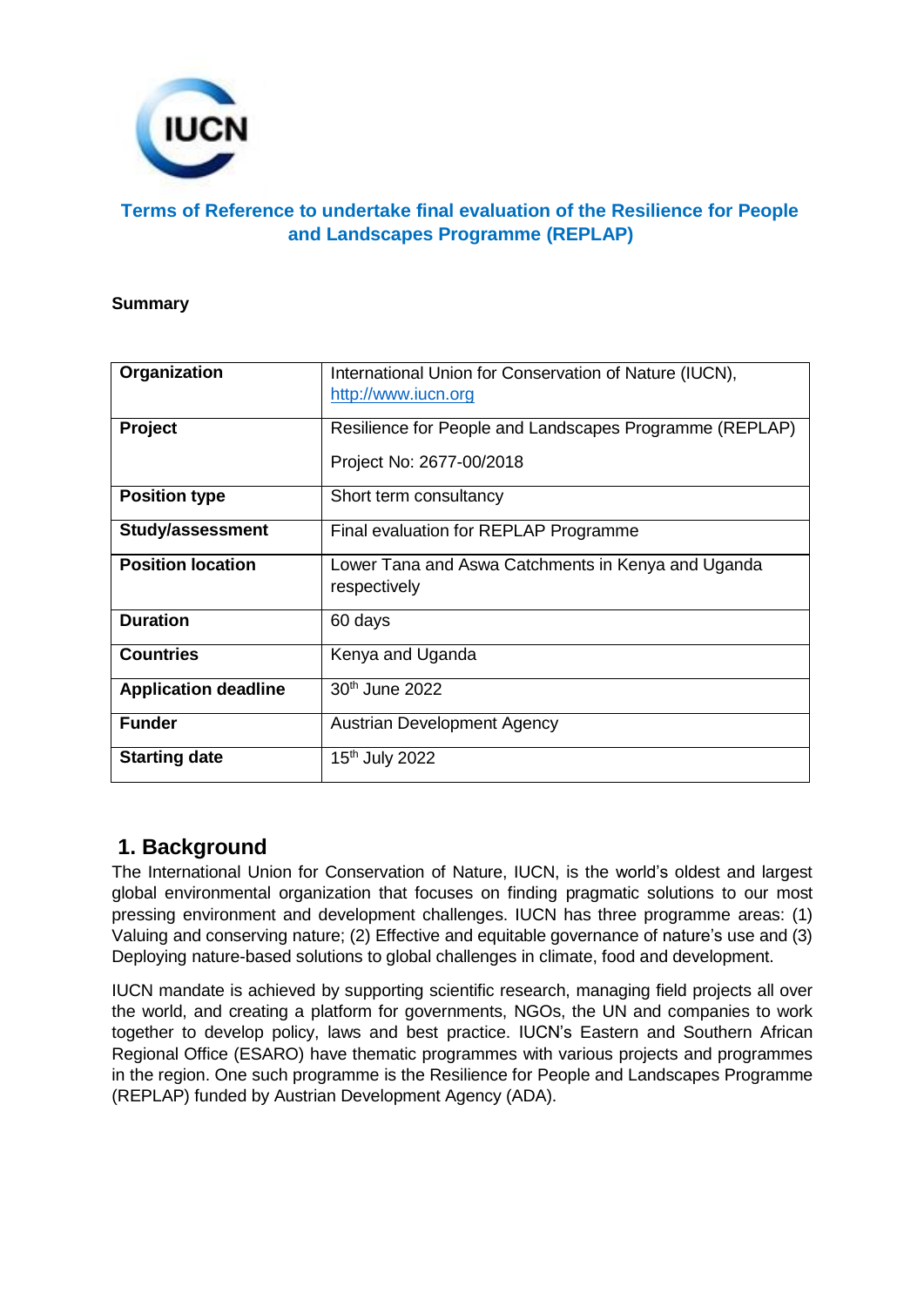# Terms of Reference to undertake final evaluation of the Resilience for People and Landscapes Programme (REPLAP)

**Summary**

| | |
|---|---|
| **Organization** | International Union for Conservation of Nature (IUCN), http://www.iucn.org |
| **Project** | Resilience for People and Landscapes Programme (REPLAP)<br>Project No: 2677-00/2018 |
| **Position type** | Short term consultancy |
| **Study/assessment** | Final evaluation for REPLAP Programme |
| **Position location** | Lower Tana and Aswa Catchments in Kenya and Uganda respectively |
| **Duration** | 60 days |
| **Countries** | Kenya and Uganda |
| **Application deadline** | 30th June 2022 |
| **Funder** | Austrian Development Agency |
| **Starting date** | 15th July 2022 |

## 1. Background

The International Union for Conservation of Nature, IUCN, is the world's oldest and largest global environmental organization that focuses on finding pragmatic solutions to our most pressing environment and development challenges. IUCN has three programme areas: (1) Valuing and conserving nature; (2) Effective and equitable governance of nature's use and (3) Deploying nature-based solutions to global challenges in climate, food and development.

IUCN mandate is achieved by supporting scientific research, managing field projects all over the world, and creating a platform for governments, NGOs, the UN and companies to work together to develop policy, laws and best practice. IUCN's Eastern and Southern African Regional Office (ESARO) have thematic programmes with various projects and programmes in the region. One such programme is the Resilience for People and Landscapes Programme (REPLAP) funded by Austrian Development Agency (ADA).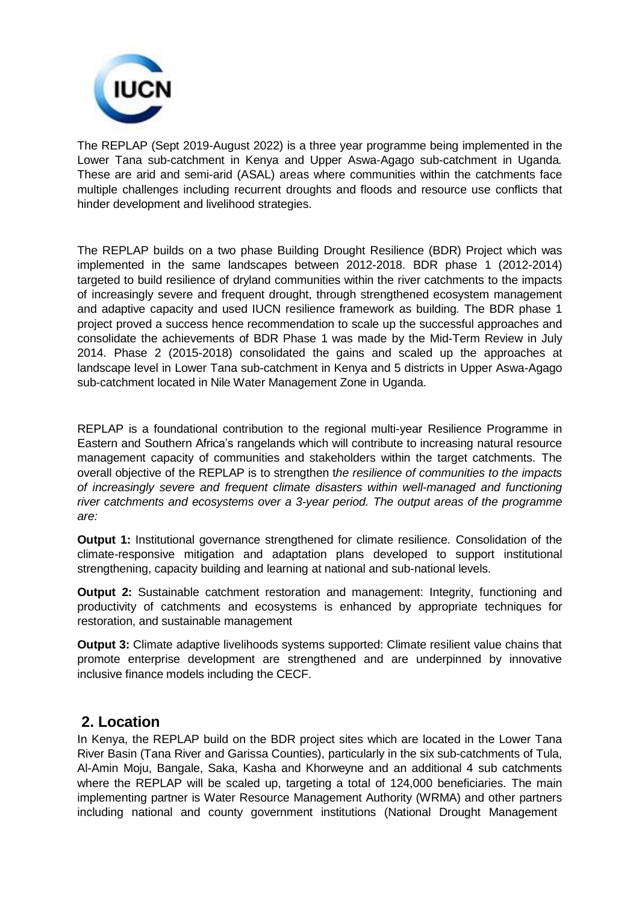The REPLAP (Sept 2019-August 2022) is a three year programme being implemented in the Lower Tana sub-catchment in Kenya and Upper Aswa-Agago sub-catchment in Uganda. These are arid and semi-arid (ASAL) areas where communities within the catchments face multiple challenges including recurrent droughts and floods and resource use conflicts that hinder development and livelihood strategies.

The REPLAP builds on a two phase Building Drought Resilience (BDR) Project which was implemented in the same landscapes between 2012-2018. BDR phase 1 (2012-2014) targeted to build resilience of dryland communities within the river catchments to the impacts of increasingly severe and frequent drought, through strengthened ecosystem management and adaptive capacity and used IUCN resilience framework as building. The BDR phase 1 project proved a success hence recommendation to scale up the successful approaches and consolidate the achievements of BDR Phase 1 was made by the Mid-Term Review in July 2014. Phase 2 (2015-2018) consolidated the gains and scaled up the approaches at landscape level in Lower Tana sub-catchment in Kenya and 5 districts in Upper Aswa-Agago sub-catchment located in Nile Water Management Zone in Uganda.

REPLAP is a foundational contribution to the regional multi-year Resilience Programme in Eastern and Southern Africa's rangelands which will contribute to increasing natural resource management capacity of communities and stakeholders within the target catchments. The overall objective of the REPLAP is to strengthen t*he resilience of communities to the impacts of increasingly severe and frequent climate disasters within well-managed and functioning river catchments and ecosystems over a 3-year period. The output areas of the programme are:*

**Output 1:** Institutional governance strengthened for climate resilience. Consolidation of the climate-responsive mitigation and adaptation plans developed to support institutional strengthening, capacity building and learning at national and sub-national levels.

**Output 2:** Sustainable catchment restoration and management: Integrity, functioning and productivity of catchments and ecosystems is enhanced by appropriate techniques for restoration, and sustainable management

**Output 3:** Climate adaptive livelihoods systems supported: Climate resilient value chains that promote enterprise development are strengthened and are underpinned by innovative inclusive finance models including the CECF.

## 2. Location

In Kenya, the REPLAP build on the BDR project sites which are located in the Lower Tana River Basin (Tana River and Garissa Counties), particularly in the six sub-catchments of Tula, Al-Amin Moju, Bangale, Saka, Kasha and Khorweyne and an additional 4 sub catchments where the REPLAP will be scaled up, targeting a total of 124,000 beneficiaries. The main implementing partner is Water Resource Management Authority (WRMA) and other partners including national and county government institutions (National Drought Management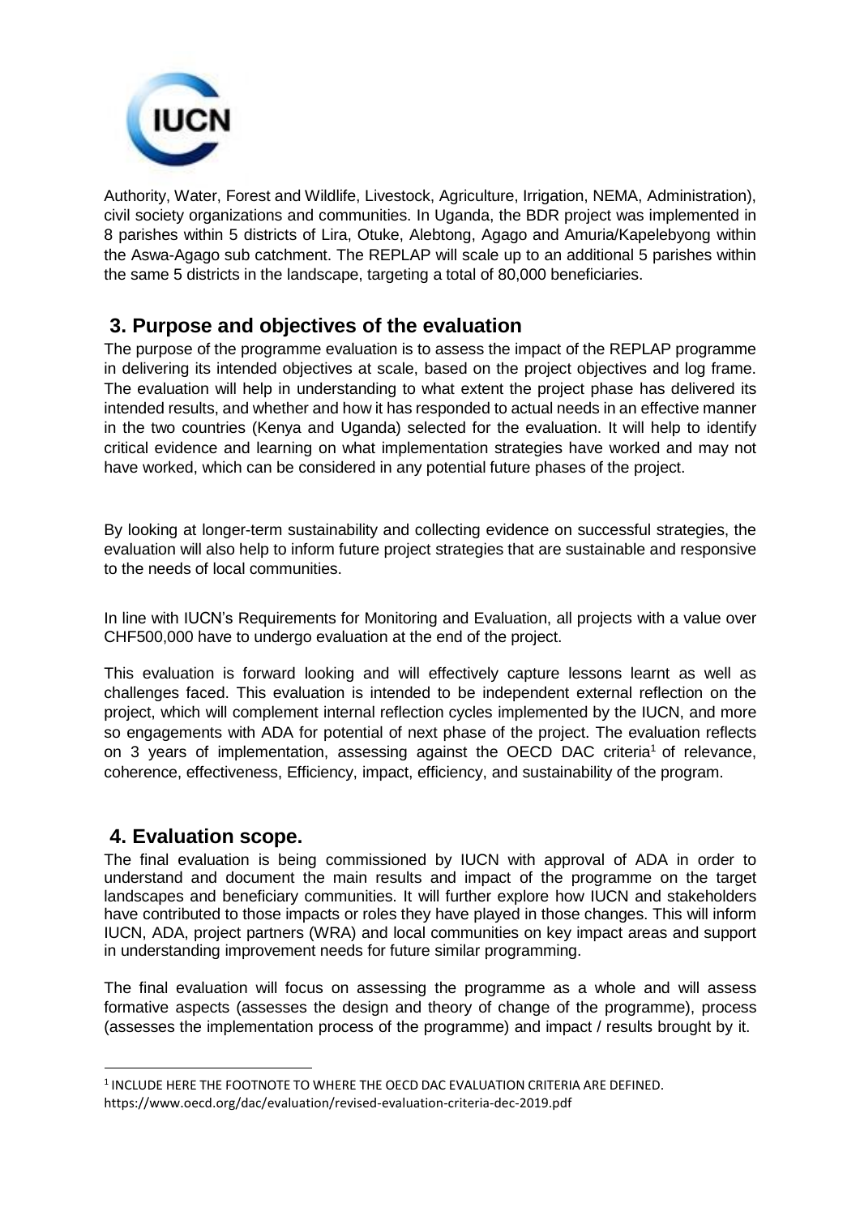Authority, Water, Forest and Wildlife, Livestock, Agriculture, Irrigation, NEMA, Administration), civil society organizations and communities. In Uganda, the BDR project was implemented in 8 parishes within 5 districts of Lira, Otuke, Alebtong, Agago and Amuria/Kapelebyong within the Aswa-Agago sub catchment. The REPLAP will scale up to an additional 5 parishes within the same 5 districts in the landscape, targeting a total of 80,000 beneficiaries.

## 3. Purpose and objectives of the evaluation

The purpose of the programme evaluation is to assess the impact of the REPLAP programme in delivering its intended objectives at scale, based on the project objectives and log frame. The evaluation will help in understanding to what extent the project phase has delivered its intended results, and whether and how it has responded to actual needs in an effective manner in the two countries (Kenya and Uganda) selected for the evaluation. It will help to identify critical evidence and learning on what implementation strategies have worked and may not have worked, which can be considered in any potential future phases of the project.

By looking at longer-term sustainability and collecting evidence on successful strategies, the evaluation will also help to inform future project strategies that are sustainable and responsive to the needs of local communities.

In line with IUCN's Requirements for Monitoring and Evaluation, all projects with a value over CHF500,000 have to undergo evaluation at the end of the project.

This evaluation is forward looking and will effectively capture lessons learnt as well as challenges faced. This evaluation is intended to be independent external reflection on the project, which will complement internal reflection cycles implemented by the IUCN, and more so engagements with ADA for potential of next phase of the project. The evaluation reflects on 3 years of implementation, assessing against the OECD DAC criteria[1] of relevance, coherence, effectiveness, Efficiency, impact, efficiency, and sustainability of the program.

## 4. Evaluation scope.

The final evaluation is being commissioned by IUCN with approval of ADA in order to understand and document the main results and impact of the programme on the target landscapes and beneficiary communities. It will further explore how IUCN and stakeholders have contributed to those impacts or roles they have played in those changes. This will inform IUCN, ADA, project partners (WRA) and local communities on key impact areas and support in understanding improvement needs for future similar programming.

The final evaluation will focus on assessing the programme as a whole and will assess formative aspects (assesses the design and theory of change of the programme), process (assesses the implementation process of the programme) and impact / results brought by it.

[1] INCLUDE HERE THE FOOTNOTE TO WHERE THE OECD DAC EVALUATION CRITERIA ARE DEFINED. https://www.oecd.org/dac/evaluation/revised-evaluation-criteria-dec-2019.pdf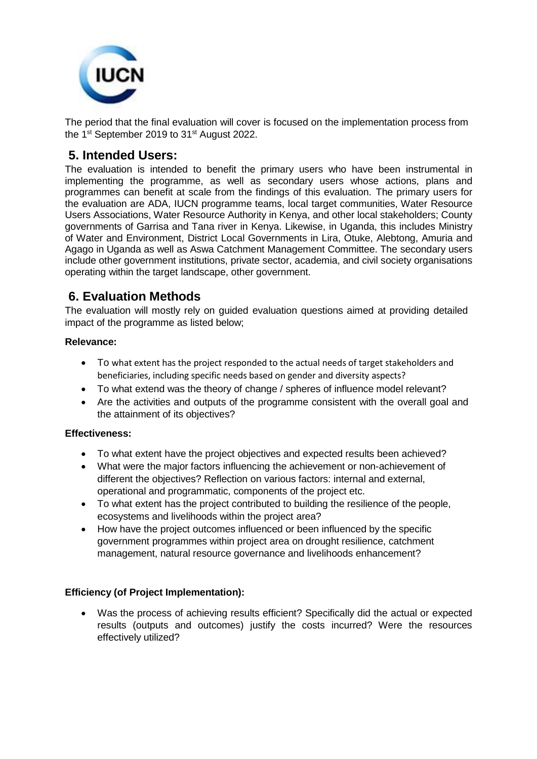The period that the final evaluation will cover is focused on the implementation process from the 1st September 2019 to 31st August 2022.

## 5. Intended Users:

The evaluation is intended to benefit the primary users who have been instrumental in implementing the programme, as well as secondary users whose actions, plans and programmes can benefit at scale from the findings of this evaluation. The primary users for the evaluation are ADA, IUCN programme teams, local target communities, Water Resource Users Associations, Water Resource Authority in Kenya, and other local stakeholders; County governments of Garrisa and Tana river in Kenya. Likewise, in Uganda, this includes Ministry of Water and Environment, District Local Governments in Lira, Otuke, Alebtong, Amuria and Agago in Uganda as well as Aswa Catchment Management Committee. The secondary users include other government institutions, private sector, academia, and civil society organisations operating within the target landscape, other government.

## 6. Evaluation Methods

The evaluation will mostly rely on guided evaluation questions aimed at providing detailed impact of the programme as listed below;

**Relevance:**

- To what extent has the project responded to the actual needs of target stakeholders and beneficiaries, including specific needs based on gender and diversity aspects?
- To what extend was the theory of change / spheres of influence model relevant?
- Are the activities and outputs of the programme consistent with the overall goal and the attainment of its objectives?

**Effectiveness:**

- To what extent have the project objectives and expected results been achieved?
- What were the major factors influencing the achievement or non-achievement of different the objectives? Reflection on various factors: internal and external, operational and programmatic, components of the project etc.
- To what extent has the project contributed to building the resilience of the people, ecosystems and livelihoods within the project area?
- How have the project outcomes influenced or been influenced by the specific government programmes within project area on drought resilience, catchment management, natural resource governance and livelihoods enhancement?

**Efficiency (of Project Implementation):**

- Was the process of achieving results efficient? Specifically did the actual or expected results (outputs and outcomes) justify the costs incurred? Were the resources effectively utilized?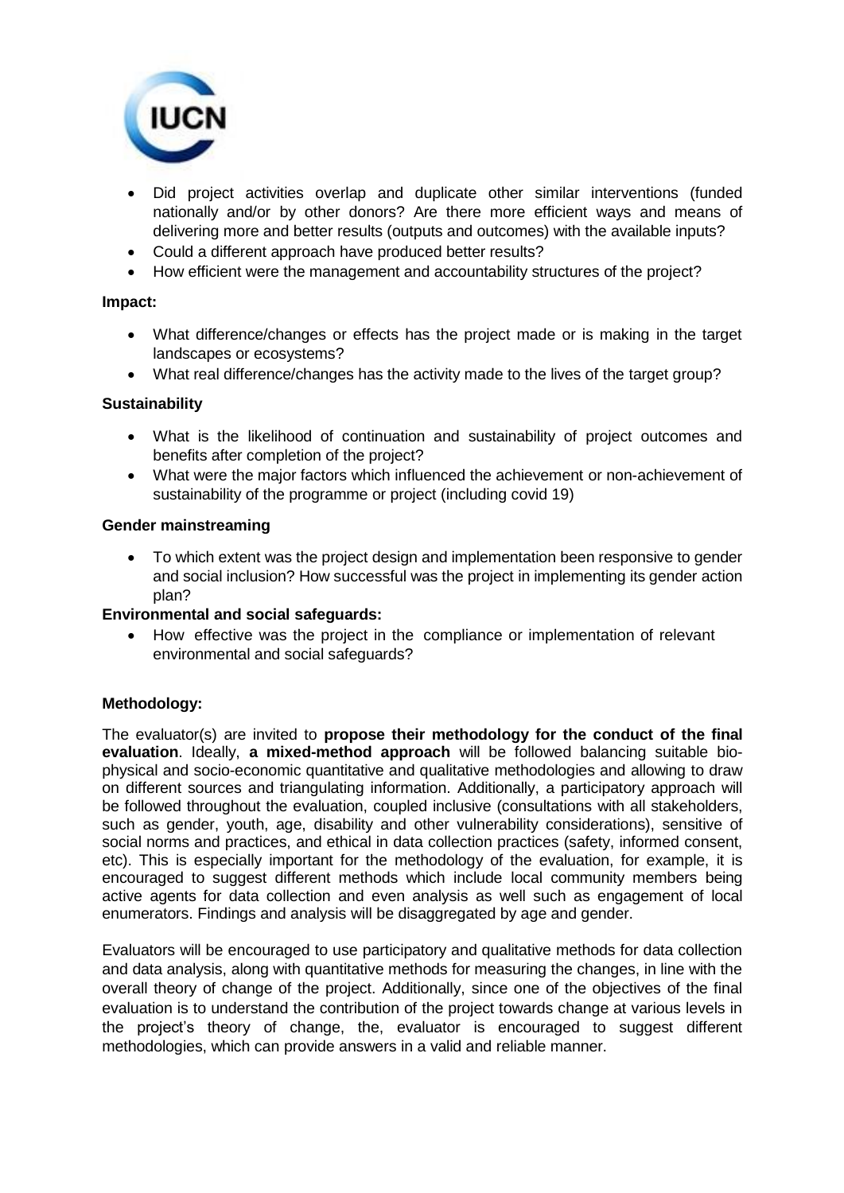- Did project activities overlap and duplicate other similar interventions (funded nationally and/or by other donors? Are there more efficient ways and means of delivering more and better results (outputs and outcomes) with the available inputs?
- Could a different approach have produced better results?
- How efficient were the management and accountability structures of the project?

**Impact:**

- What difference/changes or effects has the project made or is making in the target landscapes or ecosystems?
- What real difference/changes has the activity made to the lives of the target group?

**Sustainability**

- What is the likelihood of continuation and sustainability of project outcomes and benefits after completion of the project?
- What were the major factors which influenced the achievement or non-achievement of sustainability of the programme or project (including covid 19)

**Gender mainstreaming**

- To which extent was the project design and implementation been responsive to gender and social inclusion? How successful was the project in implementing its gender action plan?

**Environmental and social safeguards:**

- How effective was the project in the compliance or implementation of relevant environmental and social safeguards?

**Methodology:**

The evaluator(s) are invited to **propose their methodology for the conduct of the final evaluation**. Ideally, **a mixed-method approach** will be followed balancing suitable bio-physical and socio-economic quantitative and qualitative methodologies and allowing to draw on different sources and triangulating information. Additionally, a participatory approach will be followed throughout the evaluation, coupled inclusive (consultations with all stakeholders, such as gender, youth, age, disability and other vulnerability considerations), sensitive of social norms and practices, and ethical in data collection practices (safety, informed consent, etc). This is especially important for the methodology of the evaluation, for example, it is encouraged to suggest different methods which include local community members being active agents for data collection and even analysis as well such as engagement of local enumerators. Findings and analysis will be disaggregated by age and gender.

Evaluators will be encouraged to use participatory and qualitative methods for data collection and data analysis, along with quantitative methods for measuring the changes, in line with the overall theory of change of the project. Additionally, since one of the objectives of the final evaluation is to understand the contribution of the project towards change at various levels in the project's theory of change, the, evaluator is encouraged to suggest different methodologies, which can provide answers in a valid and reliable manner.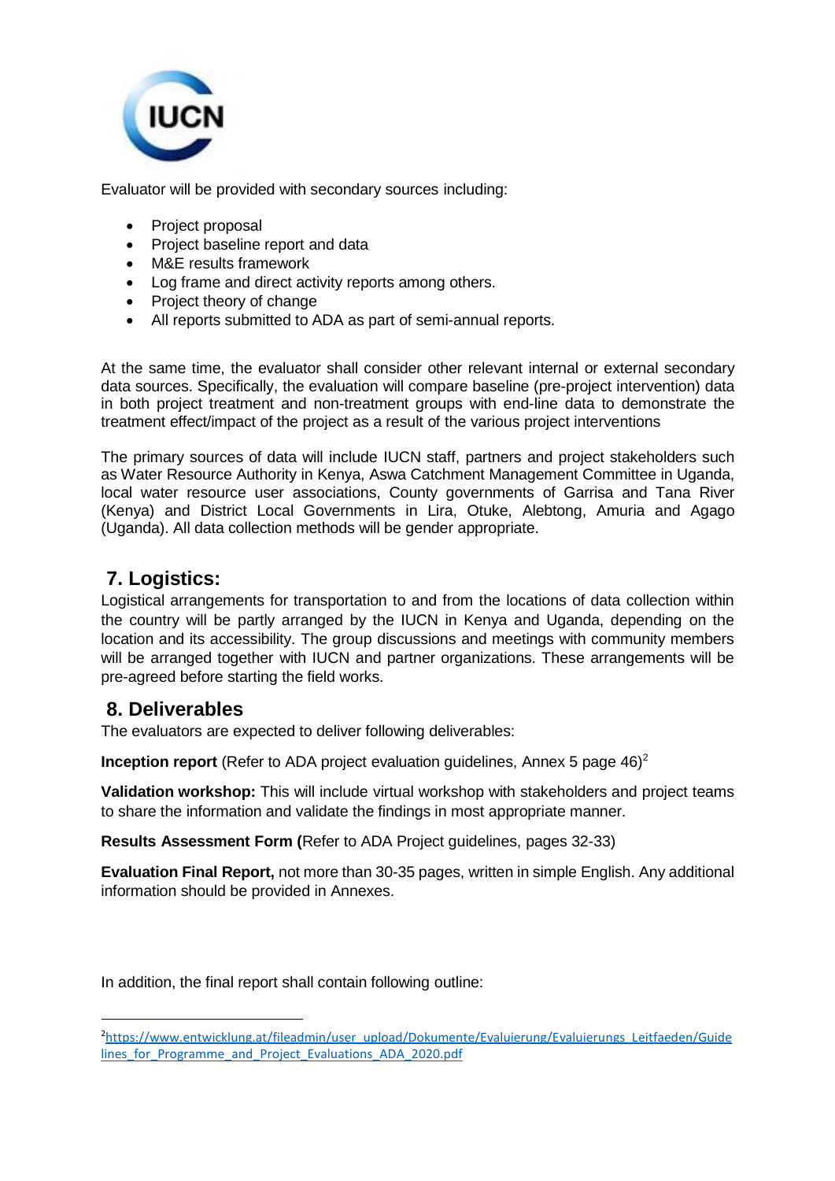Evaluator will be provided with secondary sources including:

- Project proposal
- Project baseline report and data
- M&E results framework
- Log frame and direct activity reports among others.
- Project theory of change
- All reports submitted to ADA as part of semi-annual reports.

At the same time, the evaluator shall consider other relevant internal or external secondary data sources. Specifically, the evaluation will compare baseline (pre-project intervention) data in both project treatment and non-treatment groups with end-line data to demonstrate the treatment effect/impact of the project as a result of the various project interventions

The primary sources of data will include IUCN staff, partners and project stakeholders such as Water Resource Authority in Kenya, Aswa Catchment Management Committee in Uganda, local water resource user associations, County governments of Garrisa and Tana River (Kenya) and District Local Governments in Lira, Otuke, Alebtong, Amuria and Agago (Uganda). All data collection methods will be gender appropriate.

## 7. Logistics:

Logistical arrangements for transportation to and from the locations of data collection within the country will be partly arranged by the IUCN in Kenya and Uganda, depending on the location and its accessibility. The group discussions and meetings with community members will be arranged together with IUCN and partner organizations. These arrangements will be pre-agreed before starting the field works.

## 8. Deliverables

The evaluators are expected to deliver following deliverables:

**Inception report** (Refer to ADA project evaluation guidelines, Annex 5 page 46)[2]

**Validation workshop:** This will include virtual workshop with stakeholders and project teams to share the information and validate the findings in most appropriate manner.

**Results Assessment Form (**Refer to ADA Project guidelines, pages 32-33)

**Evaluation Final Report,** not more than 30-35 pages, written in simple English. Any additional information should be provided in Annexes.

In addition, the final report shall contain following outline:

---

[2] https://www.entwicklung.at/fileadmin/user_upload/Dokumente/Evaluierung/Evaluierungs_Leitfaeden/Guidelines_for_Programme_and_Project_Evaluations_ADA_2020.pdf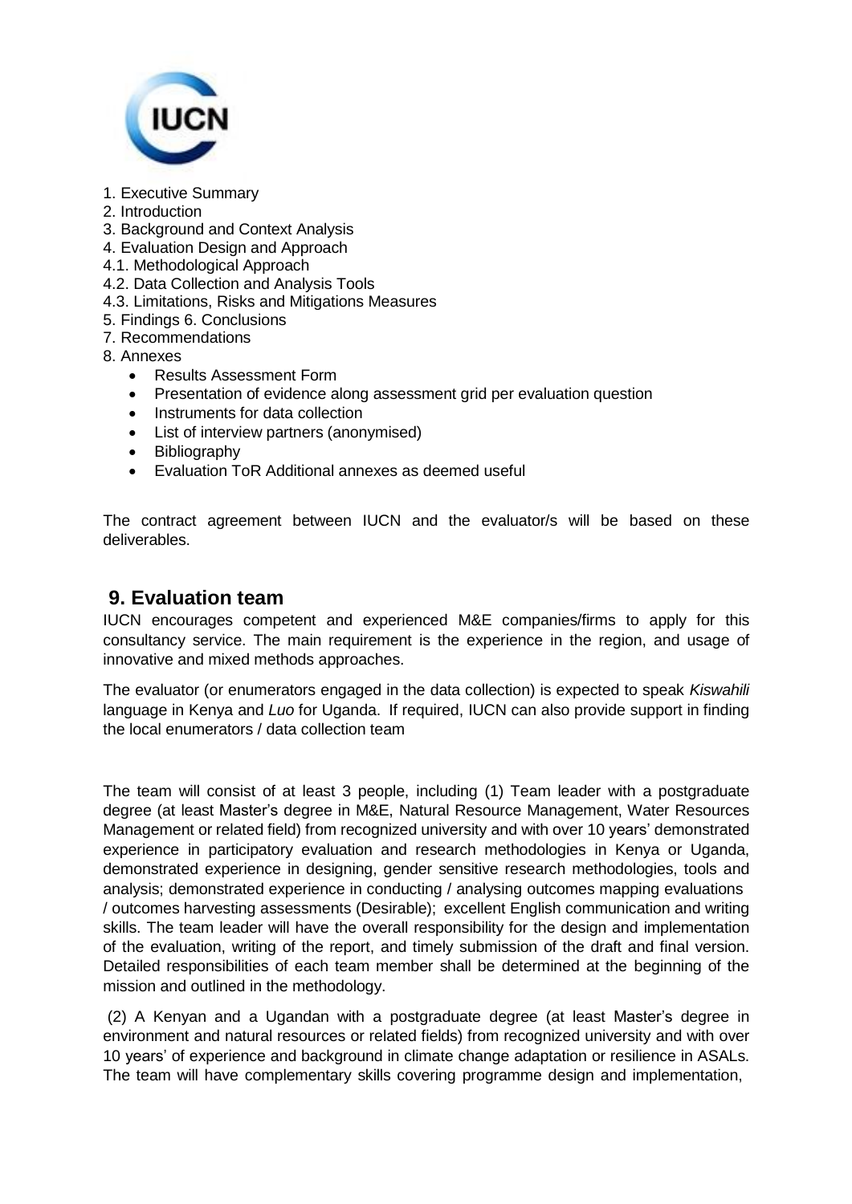1. Executive Summary
2. Introduction
3. Background and Context Analysis
4. Evaluation Design and Approach
4.1. Methodological Approach
4.2. Data Collection and Analysis Tools
4.3. Limitations, Risks and Mitigations Measures
5. Findings 6. Conclusions
7. Recommendations
8. Annexes
    - Results Assessment Form
    - Presentation of evidence along assessment grid per evaluation question
    - Instruments for data collection
    - List of interview partners (anonymised)
    - Bibliography
    - Evaluation ToR Additional annexes as deemed useful

The contract agreement between IUCN and the evaluator/s will be based on these deliverables.

## 9. Evaluation team

IUCN encourages competent and experienced M&E companies/firms to apply for this consultancy service. The main requirement is the experience in the region, and usage of innovative and mixed methods approaches.

The evaluator (or enumerators engaged in the data collection) is expected to speak *Kiswahili* language in Kenya and *Luo* for Uganda. If required, IUCN can also provide support in finding the local enumerators / data collection team

The team will consist of at least 3 people, including (1) Team leader with a postgraduate degree (at least Master's degree in M&E, Natural Resource Management, Water Resources Management or related field) from recognized university and with over 10 years' demonstrated experience in participatory evaluation and research methodologies in Kenya or Uganda, demonstrated experience in designing, gender sensitive research methodologies, tools and analysis; demonstrated experience in conducting / analysing outcomes mapping evaluations / outcomes harvesting assessments (Desirable); excellent English communication and writing skills. The team leader will have the overall responsibility for the design and implementation of the evaluation, writing of the report, and timely submission of the draft and final version. Detailed responsibilities of each team member shall be determined at the beginning of the mission and outlined in the methodology.

(2) A Kenyan and a Ugandan with a postgraduate degree (at least Master's degree in environment and natural resources or related fields) from recognized university and with over 10 years' of experience and background in climate change adaptation or resilience in ASALs. The team will have complementary skills covering programme design and implementation,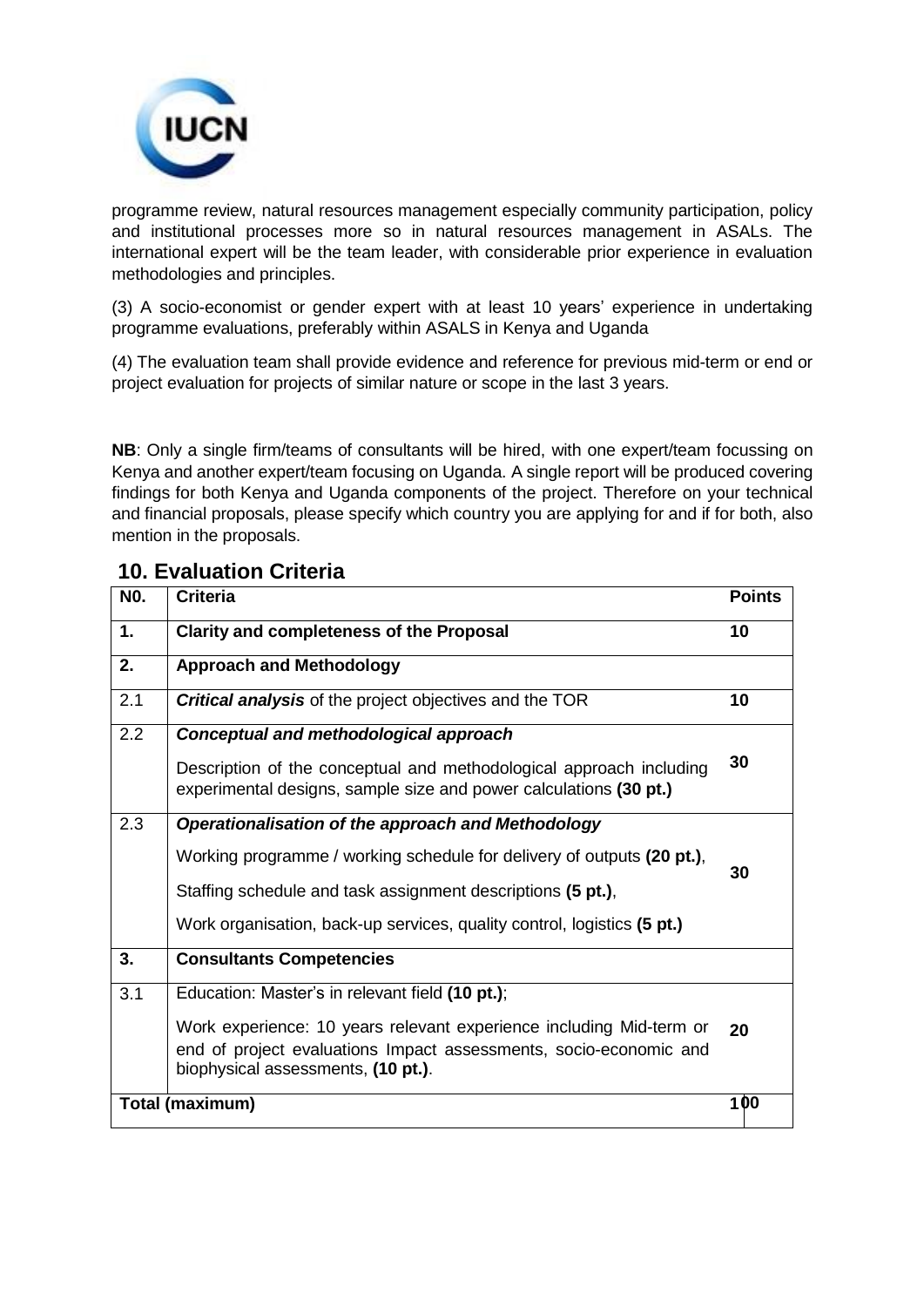programme review, natural resources management especially community participation, policy and institutional processes more so in natural resources management in ASALs. The international expert will be the team leader, with considerable prior experience in evaluation methodologies and principles.

(3) A socio-economist or gender expert with at least 10 years' experience in undertaking programme evaluations, preferably within ASALS in Kenya and Uganda

(4) The evaluation team shall provide evidence and reference for previous mid-term or end or project evaluation for projects of similar nature or scope in the last 3 years.

**NB**: Only a single firm/teams of consultants will be hired, with one expert/team focussing on Kenya and another expert/team focusing on Uganda. A single report will be produced covering findings for both Kenya and Uganda components of the project. Therefore on your technical and financial proposals, please specify which country you are applying for and if for both, also mention in the proposals.

## 10. Evaluation Criteria

| N0. | Criteria | Points |
|---|---|---|
| **1.** | **Clarity and completeness of the Proposal** | **10** |
| **2.** | **Approach and Methodology** | |
| 2.1 | ***Critical analysis*** of the project objectives and the TOR | **10** |
| 2.2 | ***Conceptual and methodological approach***<br><br>Description of the conceptual and methodological approach including experimental designs, sample size and power calculations **(30 pt.)** | **30** |
| 2.3 | ***Operationalisation of the approach and Methodology***<br><br>Working programme / working schedule for delivery of outputs **(20 pt.)**,<br><br>Staffing schedule and task assignment descriptions **(5 pt.)**,<br><br>Work organisation, back-up services, quality control, logistics **(5 pt.)** | **30** |
| **3.** | **Consultants Competencies** | |
| 3.1 | Education: Master's in relevant field **(10 pt.)**;<br><br>Work experience: 10 years relevant experience including Mid-term or end of project evaluations Impact assessments, socio-economic and biophysical assessments, **(10 pt.)**. | **20** |
| **Total (maximum)** | | **100** |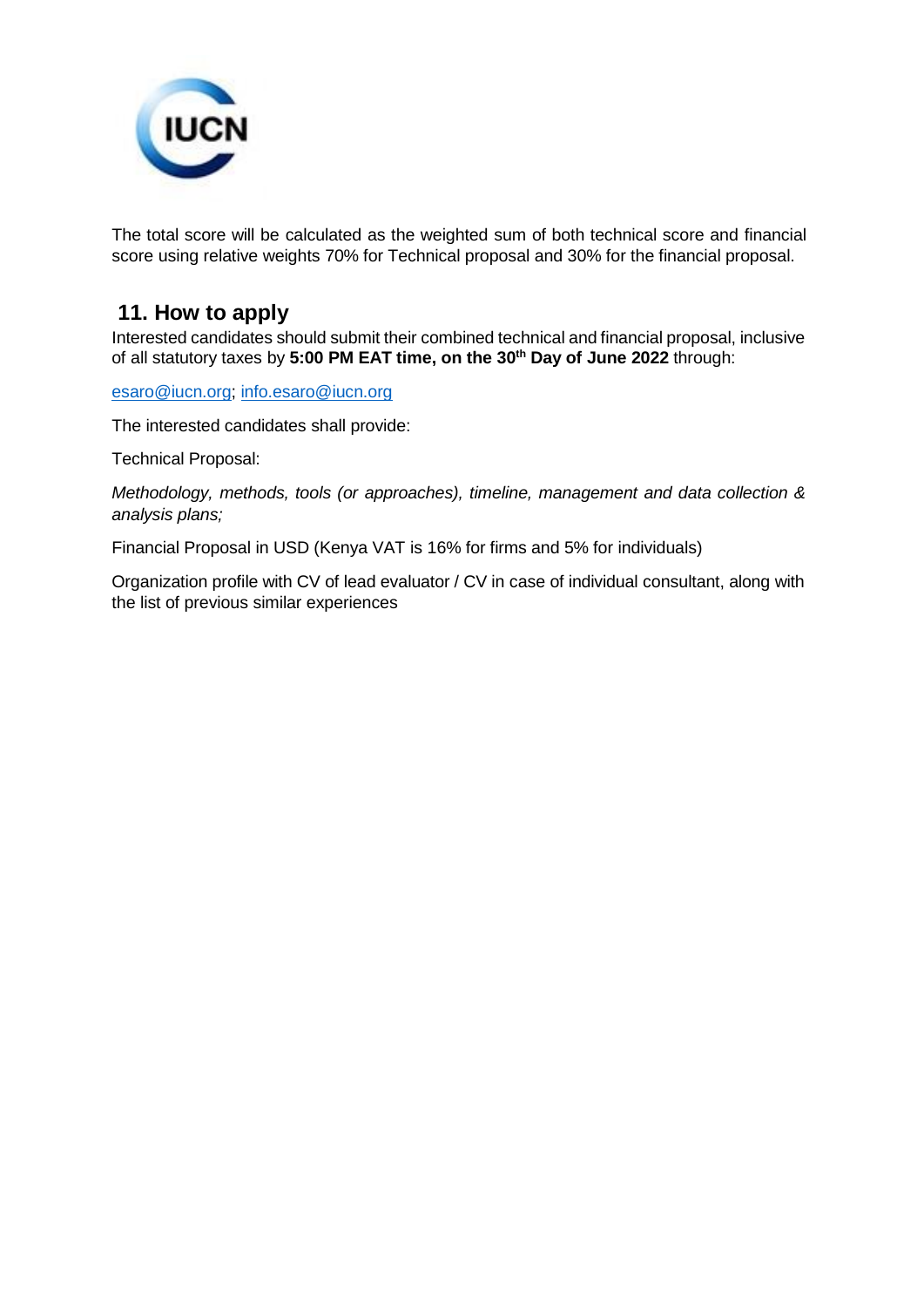The total score will be calculated as the weighted sum of both technical score and financial score using relative weights 70% for Technical proposal and 30% for the financial proposal.

## 11. How to apply

Interested candidates should submit their combined technical and financial proposal, inclusive of all statutory taxes by **5:00 PM EAT time, on the 30th Day of June 2022** through:

esaro@iucn.org; info.esaro@iucn.org

The interested candidates shall provide:

Technical Proposal:

*Methodology, methods, tools (or approaches), timeline, management and data collection & analysis plans;*

Financial Proposal in USD (Kenya VAT is 16% for firms and 5% for individuals)

Organization profile with CV of lead evaluator / CV in case of individual consultant, along with the list of previous similar experiences